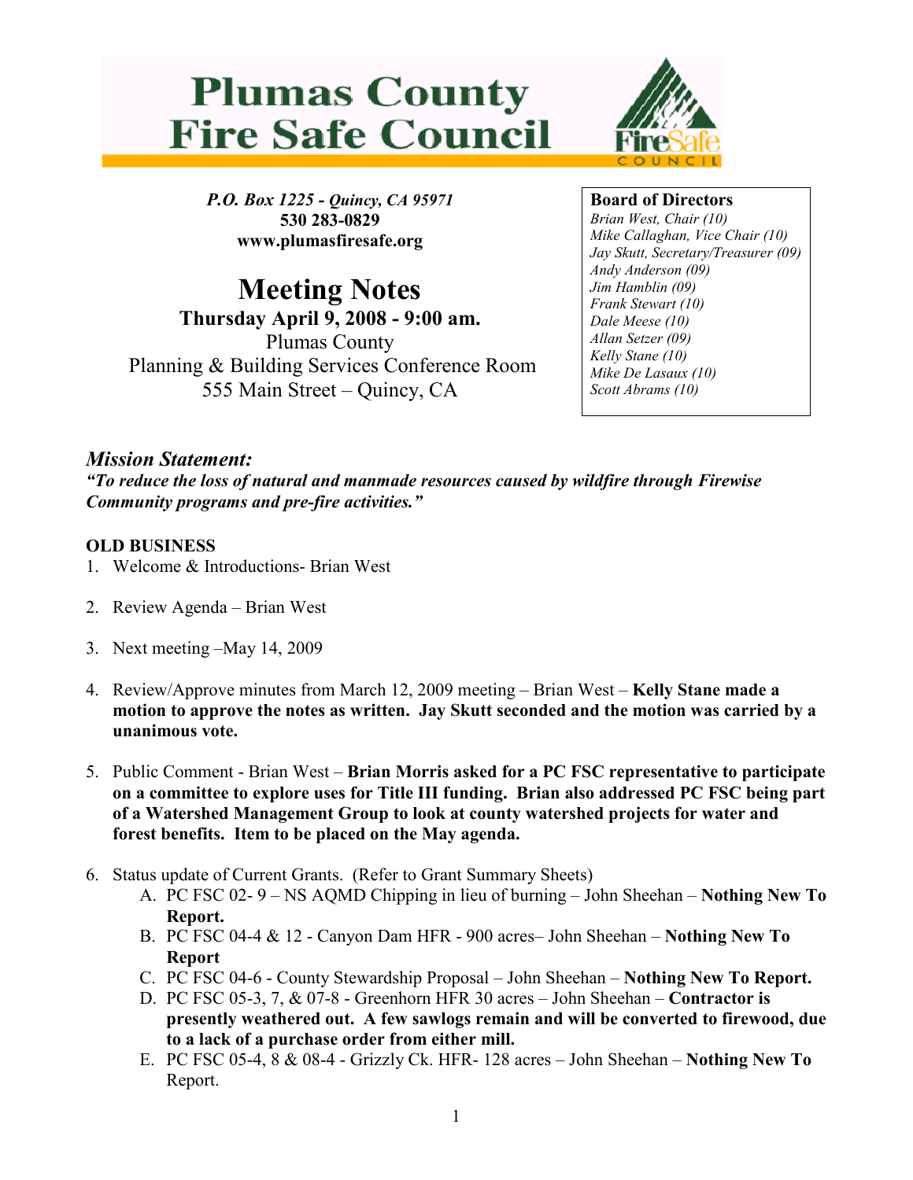# Plumas County Fire Safe Council

*P.O. Box 1225 - Quincy, CA 95971*
**530 283-0829**
**www.plumasfiresafe.org**

**Board of Directors**
*Brian West, Chair (10)*
*Mike Callaghan, Vice Chair (10)*
*Jay Skutt, Secretary/Treasurer (09)*
*Andy Anderson (09)*
*Jim Hamblin (09)*
*Frank Stewart (10)*
*Dale Meese (10)*
*Allan Setzer (09)*
*Kelly Stane (10)*
*Mike De Lasaux (10)*
*Scott Abrams (10)*

## Meeting Notes

**Thursday April 9, 2008 - 9:00 am.**
Plumas County
Planning & Building Services Conference Room
555 Main Street – Quincy, CA

### *Mission Statement:*

***"To reduce the loss of natural and manmade resources caused by wildfire through Firewise Community programs and pre-fire activities."***

**OLD BUSINESS**

1. Welcome & Introductions- Brian West
2. Review Agenda – Brian West
3. Next meeting –May 14, 2009
4. Review/Approve minutes from March 12, 2009 meeting – Brian West – **Kelly Stane made a motion to approve the notes as written. Jay Skutt seconded and the motion was carried by a unanimous vote.**
5. Public Comment - Brian West – **Brian Morris asked for a PC FSC representative to participate on a committee to explore uses for Title III funding. Brian also addressed PC FSC being part of a Watershed Management Group to look at county watershed projects for water and forest benefits. Item to be placed on the May agenda.**
6. Status update of Current Grants. (Refer to Grant Summary Sheets)
   - A. PC FSC 02- 9 – NS AQMD Chipping in lieu of burning – John Sheehan – **Nothing New To Report.**
   - B. PC FSC 04-4 & 12 - Canyon Dam HFR - 900 acres– John Sheehan – **Nothing New To Report**
   - C. PC FSC 04-6 - County Stewardship Proposal – John Sheehan – **Nothing New To Report.**
   - D. PC FSC 05-3, 7, & 07-8 - Greenhorn HFR 30 acres – John Sheehan – **Contractor is presently weathered out. A few sawlogs remain and will be converted to firewood, due to a lack of a purchase order from either mill.**
   - E. PC FSC 05-4, 8 & 08-4 - Grizzly Ck. HFR- 128 acres – John Sheehan – **Nothing New To** Report.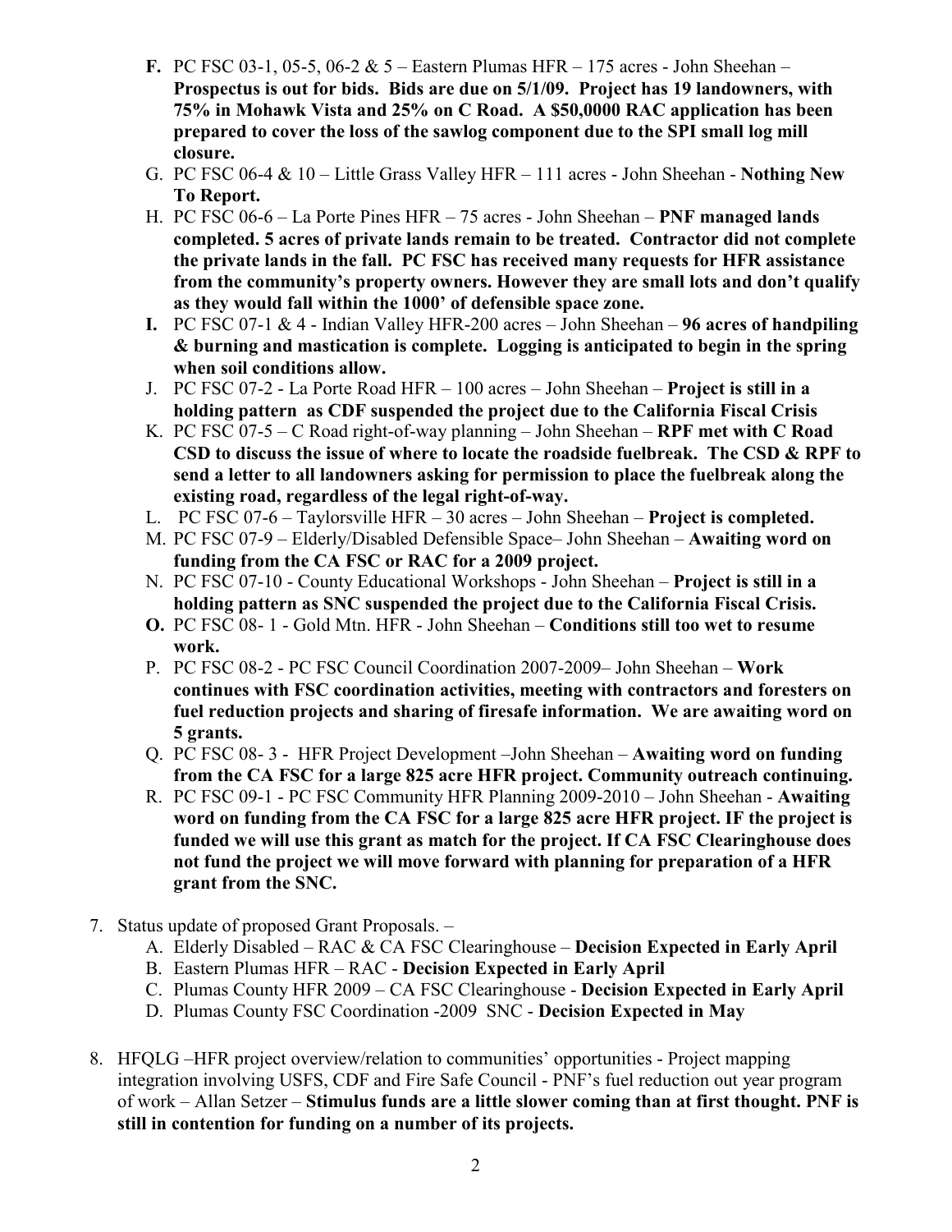- **F.** PC FSC 03-1, 05-5, 06-2 & 5 – Eastern Plumas HFR – 175 acres - John Sheehan – **Prospectus is out for bids. Bids are due on 5/1/09. Project has 19 landowners, with 75% in Mohawk Vista and 25% on C Road. A $50,0000 RAC application has been prepared to cover the loss of the sawlog component due to the SPI small log mill closure.**
- G. PC FSC 06-4 & 10 – Little Grass Valley HFR – 111 acres - John Sheehan - **Nothing New To Report.**
- H. PC FSC 06-6 – La Porte Pines HFR – 75 acres - John Sheehan – **PNF managed lands completed. 5 acres of private lands remain to be treated. Contractor did not complete the private lands in the fall. PC FSC has received many requests for HFR assistance from the community's property owners. However they are small lots and don't qualify as they would fall within the 1000' of defensible space zone.**
- **I.** PC FSC 07-1 & 4 - Indian Valley HFR-200 acres – John Sheehan – **96 acres of handpiling & burning and mastication is complete. Logging is anticipated to begin in the spring when soil conditions allow.**
- J. PC FSC 07-2 - La Porte Road HFR – 100 acres – John Sheehan – **Project is still in a holding pattern as CDF suspended the project due to the California Fiscal Crisis**
- K. PC FSC 07-5 – C Road right-of-way planning – John Sheehan – **RPF met with C Road CSD to discuss the issue of where to locate the roadside fuelbreak. The CSD & RPF to send a letter to all landowners asking for permission to place the fuelbreak along the existing road, regardless of the legal right-of-way.**
- L. PC FSC 07-6 – Taylorsville HFR – 30 acres – John Sheehan – **Project is completed.**
- M. PC FSC 07-9 – Elderly/Disabled Defensible Space– John Sheehan – **Awaiting word on funding from the CA FSC or RAC for a 2009 project.**
- N. PC FSC 07-10 - County Educational Workshops - John Sheehan – **Project is still in a holding pattern as SNC suspended the project due to the California Fiscal Crisis.**
- **O.** PC FSC 08- 1 - Gold Mtn. HFR - John Sheehan – **Conditions still too wet to resume work.**
- P. PC FSC 08-2 - PC FSC Council Coordination 2007-2009– John Sheehan – **Work continues with FSC coordination activities, meeting with contractors and foresters on fuel reduction projects and sharing of firesafe information. We are awaiting word on 5 grants.**
- Q. PC FSC 08- 3 - HFR Project Development –John Sheehan – **Awaiting word on funding from the CA FSC for a large 825 acre HFR project. Community outreach continuing.**
- R. PC FSC 09-1 - PC FSC Community HFR Planning 2009-2010 – John Sheehan - **Awaiting word on funding from the CA FSC for a large 825 acre HFR project. IF the project is funded we will use this grant as match for the project. If CA FSC Clearinghouse does not fund the project we will move forward with planning for preparation of a HFR grant from the SNC.**

7. Status update of proposed Grant Proposals. –
   - A. Elderly Disabled – RAC & CA FSC Clearinghouse – **Decision Expected in Early April**
   - B. Eastern Plumas HFR – RAC - **Decision Expected in Early April**
   - C. Plumas County HFR 2009 – CA FSC Clearinghouse - **Decision Expected in Early April**
   - D. Plumas County FSC Coordination -2009 SNC - **Decision Expected in May**

8. HFQLG –HFR project overview/relation to communities' opportunities - Project mapping integration involving USFS, CDF and Fire Safe Council - PNF's fuel reduction out year program of work – Allan Setzer – **Stimulus funds are a little slower coming than at first thought. PNF is still in contention for funding on a number of its projects.**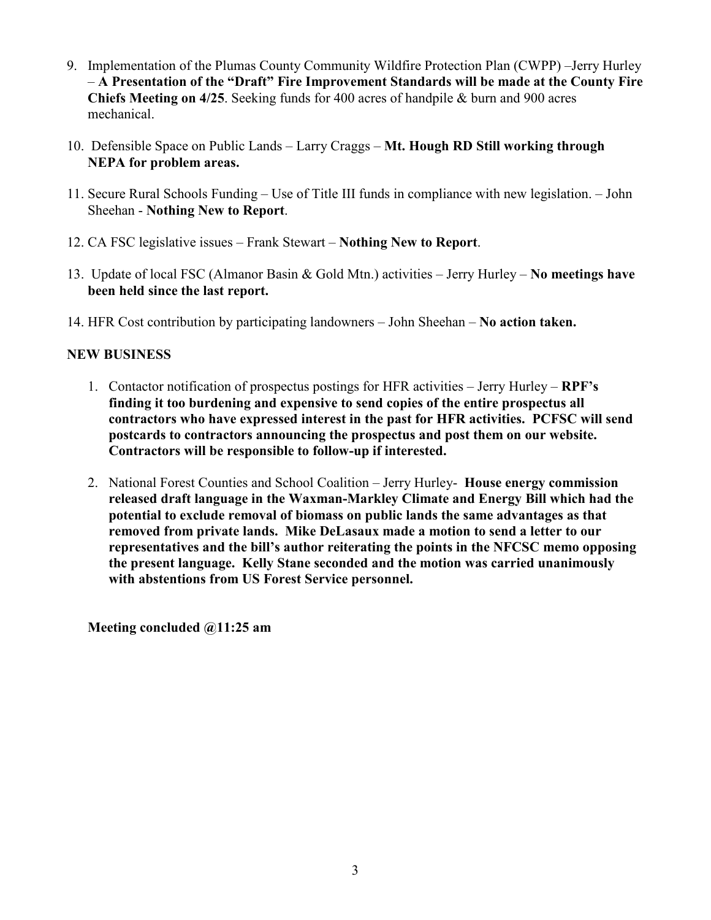9. Implementation of the Plumas County Community Wildfire Protection Plan (CWPP) –Jerry Hurley – **A Presentation of the "Draft" Fire Improvement Standards will be made at the County Fire Chiefs Meeting on 4/25**. Seeking funds for 400 acres of handpile & burn and 900 acres mechanical.

10. Defensible Space on Public Lands – Larry Craggs – **Mt. Hough RD Still working through NEPA for problem areas.**

11. Secure Rural Schools Funding – Use of Title III funds in compliance with new legislation. – John Sheehan - **Nothing New to Report**.

12. CA FSC legislative issues – Frank Stewart – **Nothing New to Report**.

13. Update of local FSC (Almanor Basin & Gold Mtn.) activities – Jerry Hurley – **No meetings have been held since the last report.**

14. HFR Cost contribution by participating landowners – John Sheehan – **No action taken.**

**NEW BUSINESS**

1. Contactor notification of prospectus postings for HFR activities – Jerry Hurley – **RPF's finding it too burdening and expensive to send copies of the entire prospectus all contractors who have expressed interest in the past for HFR activities. PCFSC will send postcards to contractors announcing the prospectus and post them on our website. Contractors will be responsible to follow-up if interested.**

2. National Forest Counties and School Coalition – Jerry Hurley- **House energy commission released draft language in the Waxman-Markley Climate and Energy Bill which had the potential to exclude removal of biomass on public lands the same advantages as that removed from private lands. Mike DeLasaux made a motion to send a letter to our representatives and the bill's author reiterating the points in the NFCSC memo opposing the present language. Kelly Stane seconded and the motion was carried unanimously with abstentions from US Forest Service personnel.**

**Meeting concluded @11:25 am**